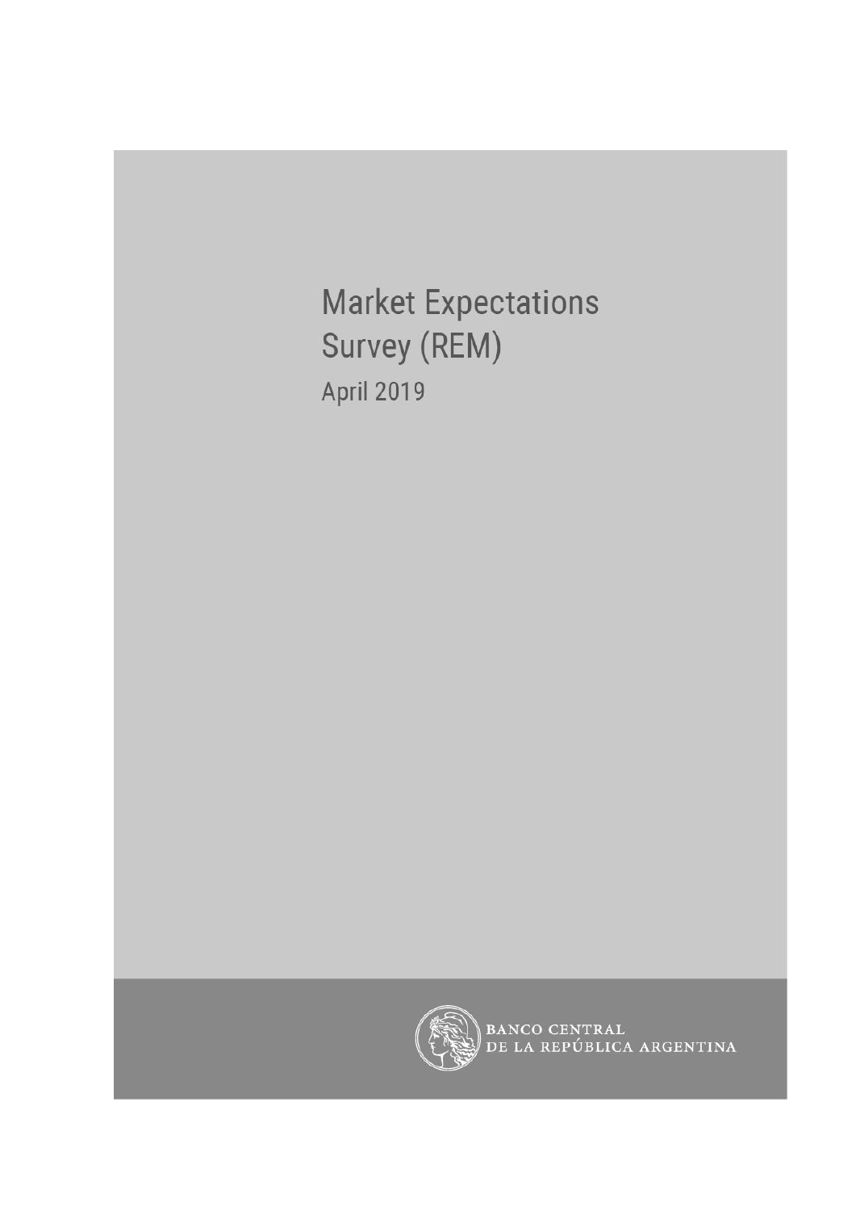# Market Expectations Survey (REM)

April 2019

BANCO CENTRAL
DE LA REPÚBLICA ARGENTINA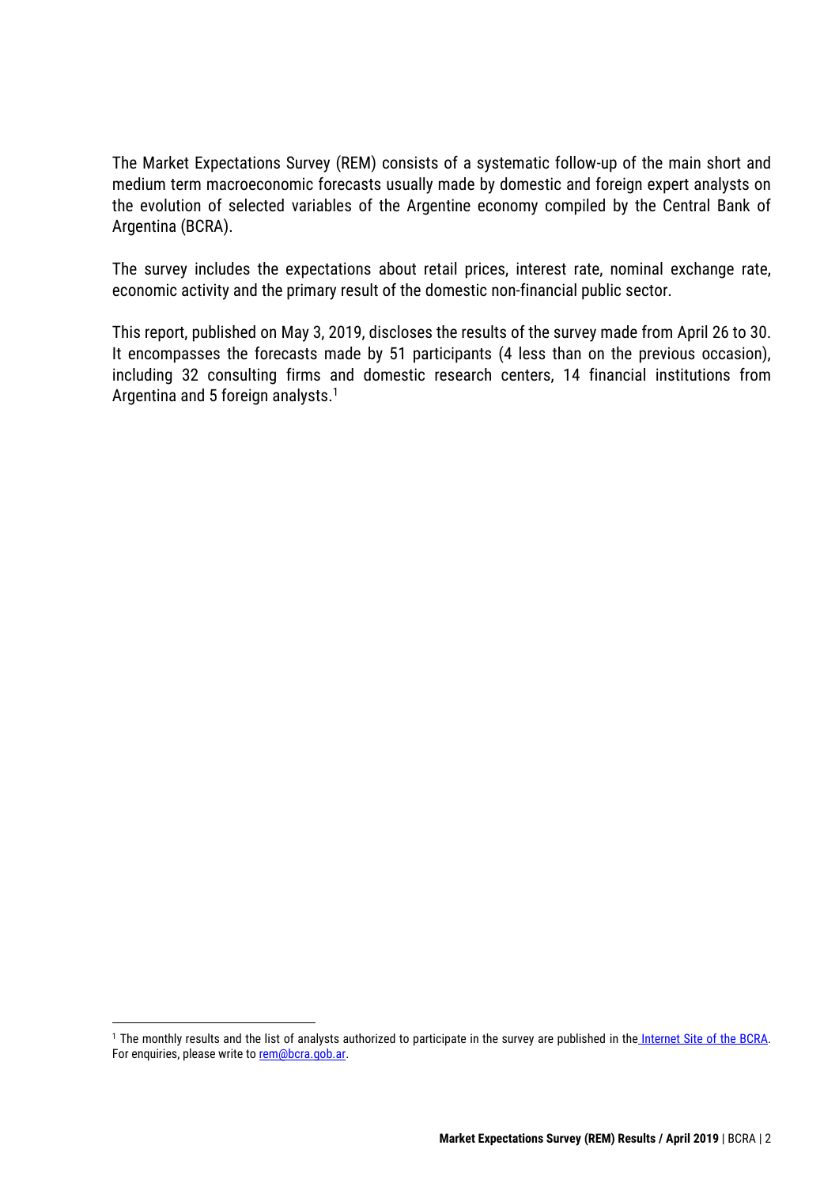The Market Expectations Survey (REM) consists of a systematic follow-up of the main short and medium term macroeconomic forecasts usually made by domestic and foreign expert analysts on the evolution of selected variables of the Argentine economy compiled by the Central Bank of Argentina (BCRA).

The survey includes the expectations about retail prices, interest rate, nominal exchange rate, economic activity and the primary result of the domestic non-financial public sector.

This report, published on May 3, 2019, discloses the results of the survey made from April 26 to 30. It encompasses the forecasts made by 51 participants (4 less than on the previous occasion), including 32 consulting firms and domestic research centers, 14 financial institutions from Argentina and 5 foreign analysts.[1]

[1] The monthly results and the list of analysts authorized to participate in the survey are published in the Internet Site of the BCRA. For enquiries, please write to rem@bcra.gob.ar.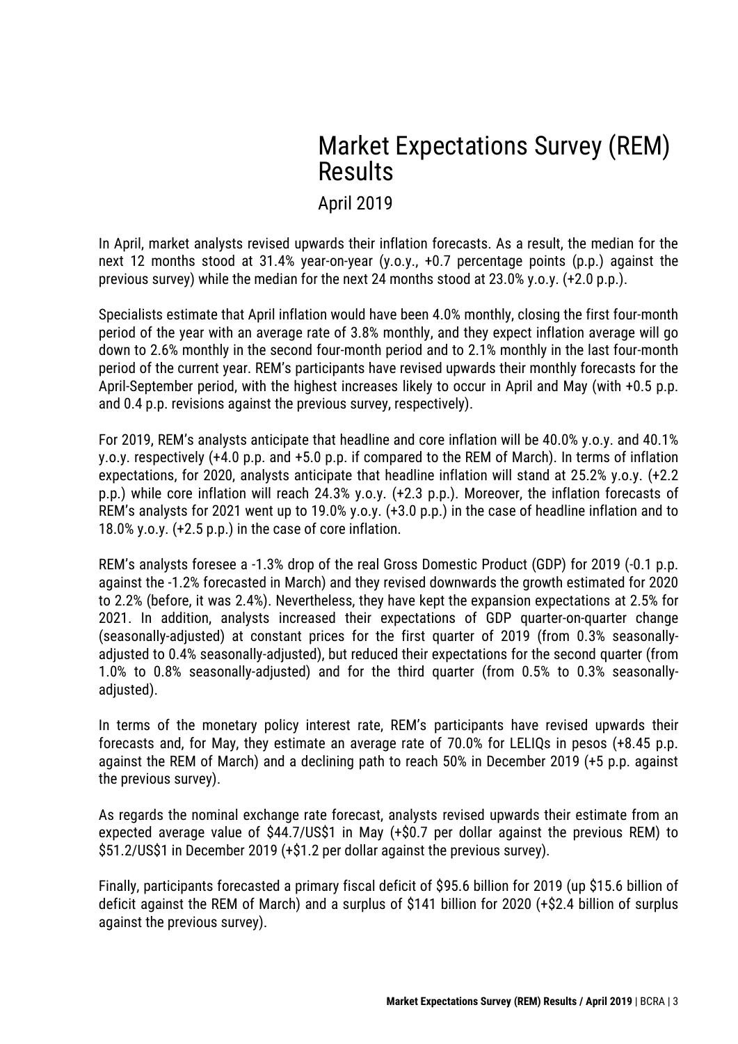# Market Expectations Survey (REM) Results

## April 2019

In April, market analysts revised upwards their inflation forecasts. As a result, the median for the next 12 months stood at 31.4% year-on-year (y.o.y., +0.7 percentage points (p.p.) against the previous survey) while the median for the next 24 months stood at 23.0% y.o.y. (+2.0 p.p.).

Specialists estimate that April inflation would have been 4.0% monthly, closing the first four-month period of the year with an average rate of 3.8% monthly, and they expect inflation average will go down to 2.6% monthly in the second four-month period and to 2.1% monthly in the last four-month period of the current year. REM's participants have revised upwards their monthly forecasts for the April-September period, with the highest increases likely to occur in April and May (with +0.5 p.p. and 0.4 p.p. revisions against the previous survey, respectively).

For 2019, REM's analysts anticipate that headline and core inflation will be 40.0% y.o.y. and 40.1% y.o.y. respectively (+4.0 p.p. and +5.0 p.p. if compared to the REM of March). In terms of inflation expectations, for 2020, analysts anticipate that headline inflation will stand at 25.2% y.o.y. (+2.2 p.p.) while core inflation will reach 24.3% y.o.y. (+2.3 p.p.). Moreover, the inflation forecasts of REM's analysts for 2021 went up to 19.0% y.o.y. (+3.0 p.p.) in the case of headline inflation and to 18.0% y.o.y. (+2.5 p.p.) in the case of core inflation.

REM's analysts foresee a -1.3% drop of the real Gross Domestic Product (GDP) for 2019 (-0.1 p.p. against the -1.2% forecasted in March) and they revised downwards the growth estimated for 2020 to 2.2% (before, it was 2.4%). Nevertheless, they have kept the expansion expectations at 2.5% for 2021. In addition, analysts increased their expectations of GDP quarter-on-quarter change (seasonally-adjusted) at constant prices for the first quarter of 2019 (from 0.3% seasonally-adjusted to 0.4% seasonally-adjusted), but reduced their expectations for the second quarter (from 1.0% to 0.8% seasonally-adjusted) and for the third quarter (from 0.5% to 0.3% seasonally-adjusted).

In terms of the monetary policy interest rate, REM's participants have revised upwards their forecasts and, for May, they estimate an average rate of 70.0% for LELIQs in pesos (+8.45 p.p. against the REM of March) and a declining path to reach 50% in December 2019 (+5 p.p. against the previous survey).

As regards the nominal exchange rate forecast, analysts revised upwards their estimate from an expected average value of $44.7/US$1 in May (+$0.7 per dollar against the previous REM) to $51.2/US$1 in December 2019 (+$1.2 per dollar against the previous survey).

Finally, participants forecasted a primary fiscal deficit of $95.6 billion for 2019 (up $15.6 billion of deficit against the REM of March) and a surplus of $141 billion for 2020 (+$2.4 billion of surplus against the previous survey).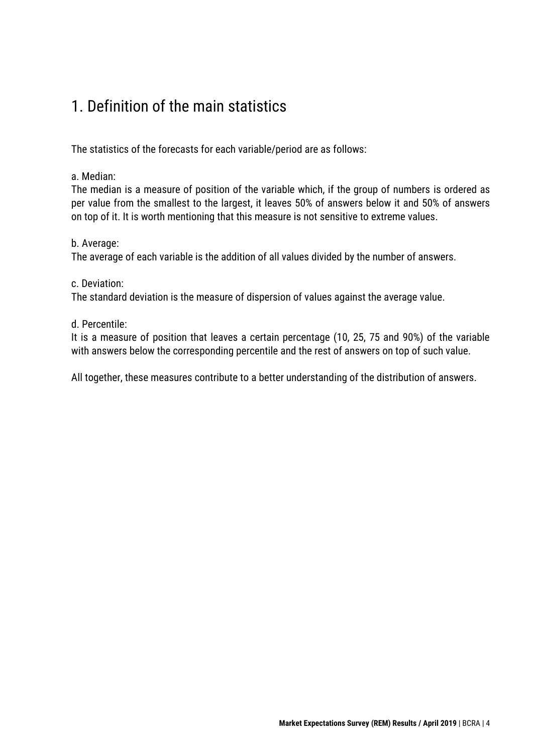# 1. Definition of the main statistics

The statistics of the forecasts for each variable/period are as follows:

a. Median:
The median is a measure of position of the variable which, if the group of numbers is ordered as per value from the smallest to the largest, it leaves 50% of answers below it and 50% of answers on top of it. It is worth mentioning that this measure is not sensitive to extreme values.

b. Average:
The average of each variable is the addition of all values divided by the number of answers.

c. Deviation:
The standard deviation is the measure of dispersion of values against the average value.

d. Percentile:
It is a measure of position that leaves a certain percentage (10, 25, 75 and 90%) of the variable with answers below the corresponding percentile and the rest of answers on top of such value.

All together, these measures contribute to a better understanding of the distribution of answers.